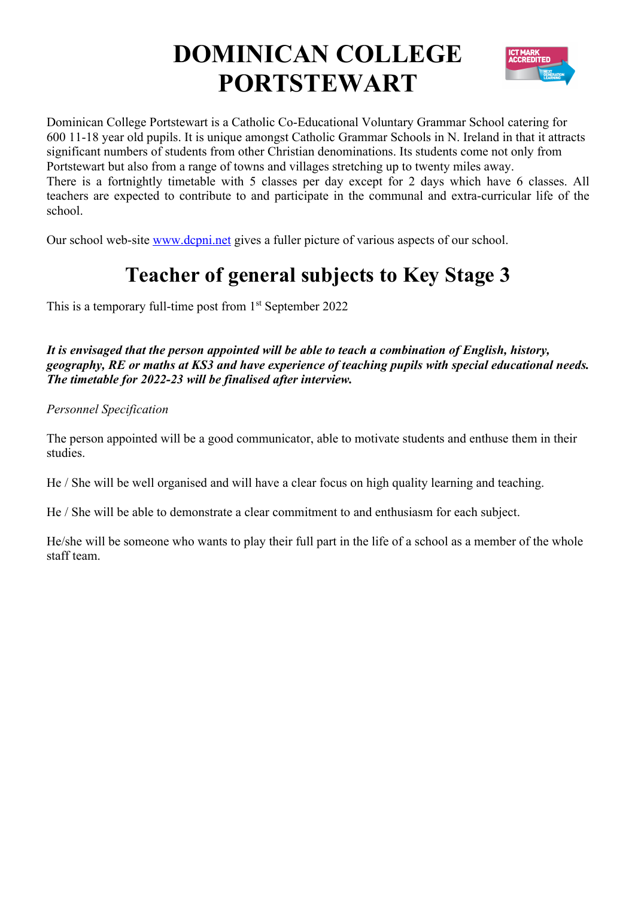# DOMINICAN COLLEGE PORTSTEWART

Dominican College Portstewart is a Catholic Co-Educational Voluntary Grammar School catering for 600 11-18 year old pupils. It is unique amongst Catholic Grammar Schools in N. Ireland in that it attracts significant numbers of students from other Christian denominations. Its students come not only from Portstewart but also from a range of towns and villages stretching up to twenty miles away.
There is a fortnightly timetable with 5 classes per day except for 2 days which have 6 classes. All teachers are expected to contribute to and participate in the communal and extra-curricular life of the school.

Our school web-site www.dcpni.net gives a fuller picture of various aspects of our school.

## Teacher of general subjects to Key Stage 3

This is a temporary full-time post from 1st September 2022

***It is envisaged that the person appointed will be able to teach a combination of English, history, geography, RE or maths at KS3 and have experience of teaching pupils with special educational needs. The timetable for 2022-23 will be finalised after interview.***

*Personnel Specification*

The person appointed will be a good communicator, able to motivate students and enthuse them in their studies.

He / She will be well organised and will have a clear focus on high quality learning and teaching.

He / She will be able to demonstrate a clear commitment to and enthusiasm for each subject.

He/she will be someone who wants to play their full part in the life of a school as a member of the whole staff team.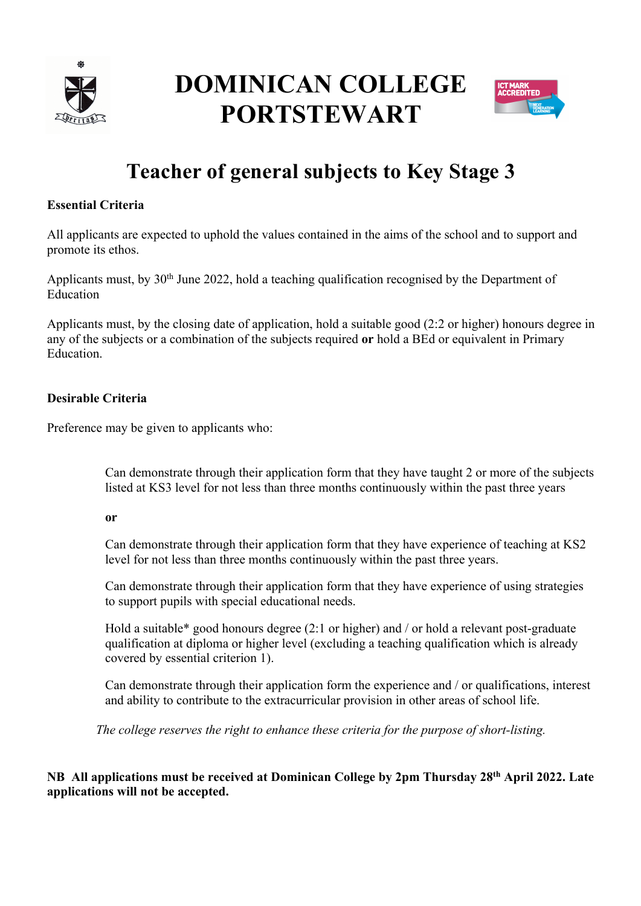# DOMINICAN COLLEGE PORTSTEWART

## Teacher of general subjects to Key Stage 3

**Essential Criteria**

All applicants are expected to uphold the values contained in the aims of the school and to support and promote its ethos.

Applicants must, by 30th June 2022, hold a teaching qualification recognised by the Department of Education

Applicants must, by the closing date of application, hold a suitable good (2:2 or higher) honours degree in any of the subjects or a combination of the subjects required **or** hold a BEd or equivalent in Primary Education.

**Desirable Criteria**

Preference may be given to applicants who:

Can demonstrate through their application form that they have taught 2 or more of the subjects listed at KS3 level for not less than three months continuously within the past three years

**or**

Can demonstrate through their application form that they have experience of teaching at KS2 level for not less than three months continuously within the past three years.

Can demonstrate through their application form that they have experience of using strategies to support pupils with special educational needs.

Hold a suitable* good honours degree (2:1 or higher) and / or hold a relevant post-graduate qualification at diploma or higher level (excluding a teaching qualification which is already covered by essential criterion 1).

Can demonstrate through their application form the experience and / or qualifications, interest and ability to contribute to the extracurricular provision in other areas of school life.

*The college reserves the right to enhance these criteria for the purpose of short-listing.*

**NB All applications must be received at Dominican College by 2pm Thursday 28th April 2022. Late applications will not be accepted.**